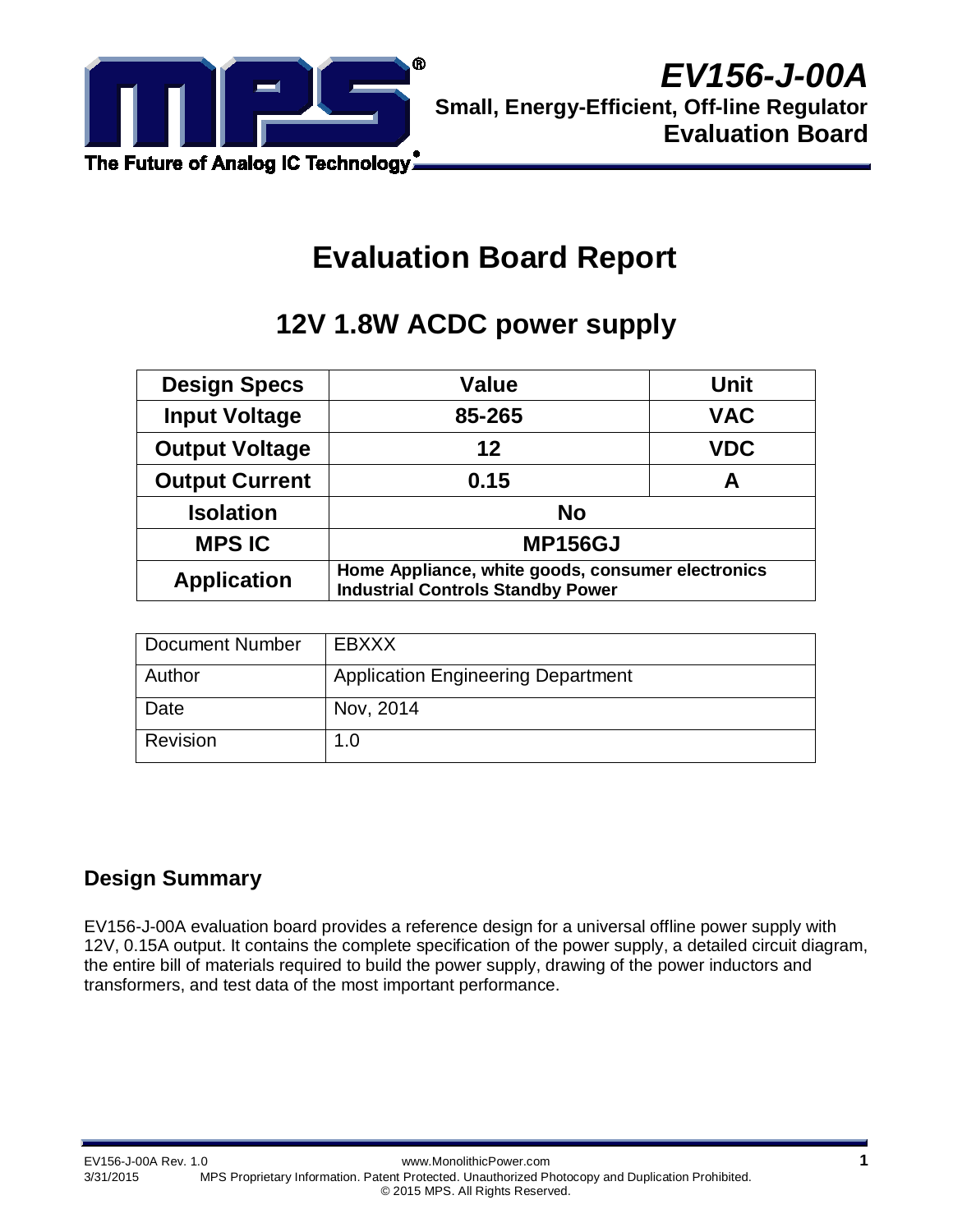# EV156-J-00A

**Small, Energy-Efficient, Off-line Regulator**

**Evaluation Board**

# Evaluation Board Report

## 12V 1.8W ACDC power supply

| Design Specs | Value | Unit |
|---|---|---|
| **Input Voltage** | **85-265** | **VAC** |
| **Output Voltage** | **12** | **VDC** |
| **Output Current** | **0.15** | **A** |
| **Isolation** | **No** | |
| **MPS IC** | **MP156GJ** | |
| **Application** | **Home Appliance, white goods, consumer electronics Industrial Controls Standby Power** | |

| Document Number | EBXXX |
|---|---|
| Author | Application Engineering Department |
| Date | Nov, 2014 |
| Revision | 1.0 |

### Design Summary

EV156-J-00A evaluation board provides a reference design for a universal offline power supply with 12V, 0.15A output. It contains the complete specification of the power supply, a detailed circuit diagram, the entire bill of materials required to build the power supply, drawing of the power inductors and transformers, and test data of the most important performance.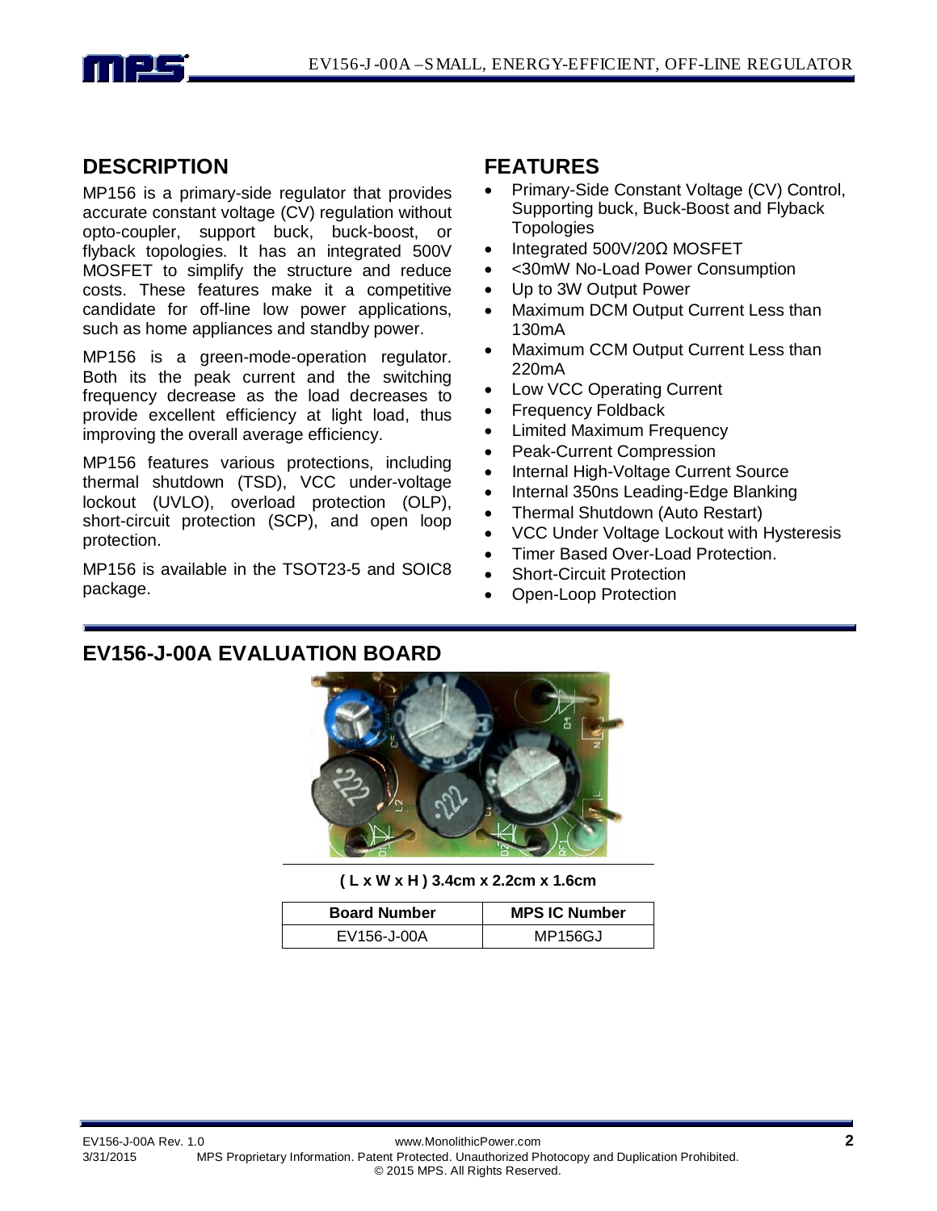## DESCRIPTION

MP156 is a primary-side regulator that provides accurate constant voltage (CV) regulation without opto-coupler, support buck, buck-boost, or flyback topologies. It has an integrated 500V MOSFET to simplify the structure and reduce costs. These features make it a competitive candidate for off-line low power applications, such as home appliances and standby power.

MP156 is a green-mode-operation regulator. Both its the peak current and the switching frequency decrease as the load decreases to provide excellent efficiency at light load, thus improving the overall average efficiency.

MP156 features various protections, including thermal shutdown (TSD), VCC under-voltage lockout (UVLO), overload protection (OLP), short-circuit protection (SCP), and open loop protection.

MP156 is available in the TSOT23-5 and SOIC8 package.

## FEATURES

- Primary-Side Constant Voltage (CV) Control, Supporting buck, Buck-Boost and Flyback Topologies
- Integrated 500V/20Ω MOSFET
- <30mW No-Load Power Consumption
- Up to 3W Output Power
- Maximum DCM Output Current Less than 130mA
- Maximum CCM Output Current Less than 220mA
- Low VCC Operating Current
- Frequency Foldback
- Limited Maximum Frequency
- Peak-Current Compression
- Internal High-Voltage Current Source
- Internal 350ns Leading-Edge Blanking
- Thermal Shutdown (Auto Restart)
- VCC Under Voltage Lockout with Hysteresis
- Timer Based Over-Load Protection.
- Short-Circuit Protection
- Open-Loop Protection

## EV156-J-00A EVALUATION BOARD

**( L x W x H ) 3.4cm x 2.2cm x 1.6cm**

| Board Number | MPS IC Number |
|---|---|
| EV156-J-00A | MP156GJ |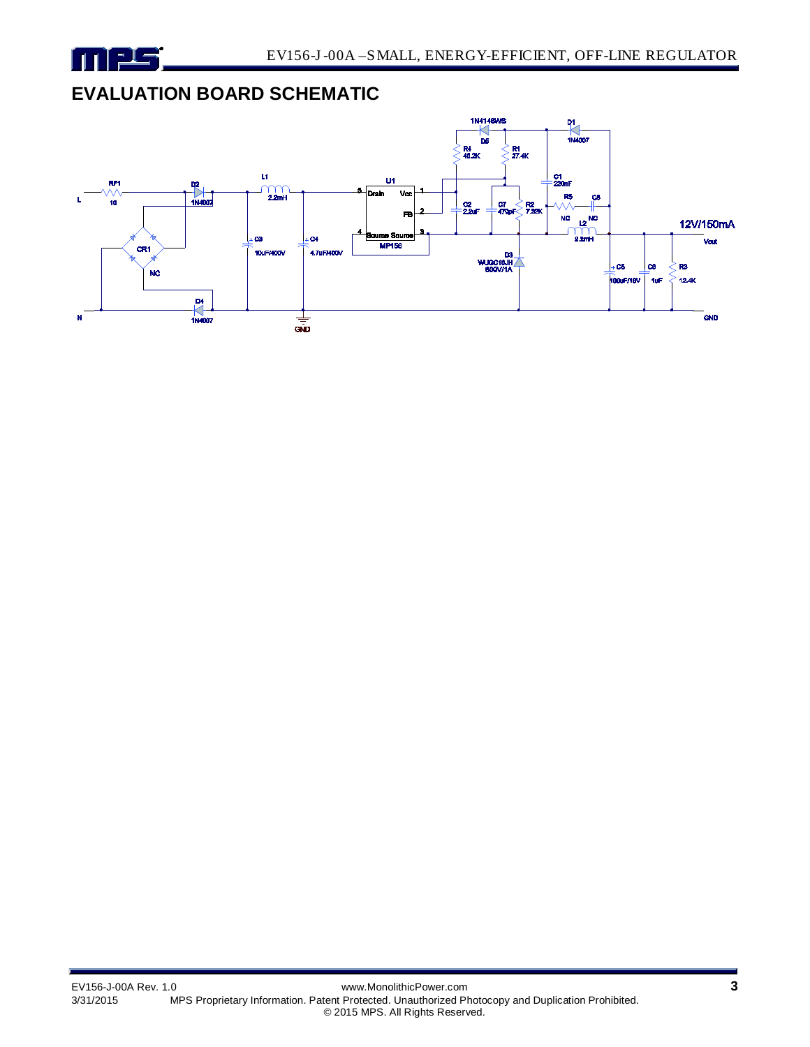## EVALUATION BOARD SCHEMATIC

L

RF1
10

D2
1N4007

CR1

NC

D4
1N4007

N

L1
2.2mH

C3
10uF/400V

C4
4.7uF/400V

GND

U1
Drain
Vcc
FB
Source Source
MP156

1N4148WS
D5

R4
40.2K

R1
27.4K

C2
2.2uF

C7
470pF

R2
7.32K

C1
220nF

D1
1N4007

R5
NC

C8
NC

L2
2.2mH

D3
WUGC10JH
600V/1A

C5
100uF/16V

C6
1uF

R3
12.4K

12V/150mA
Vout

GND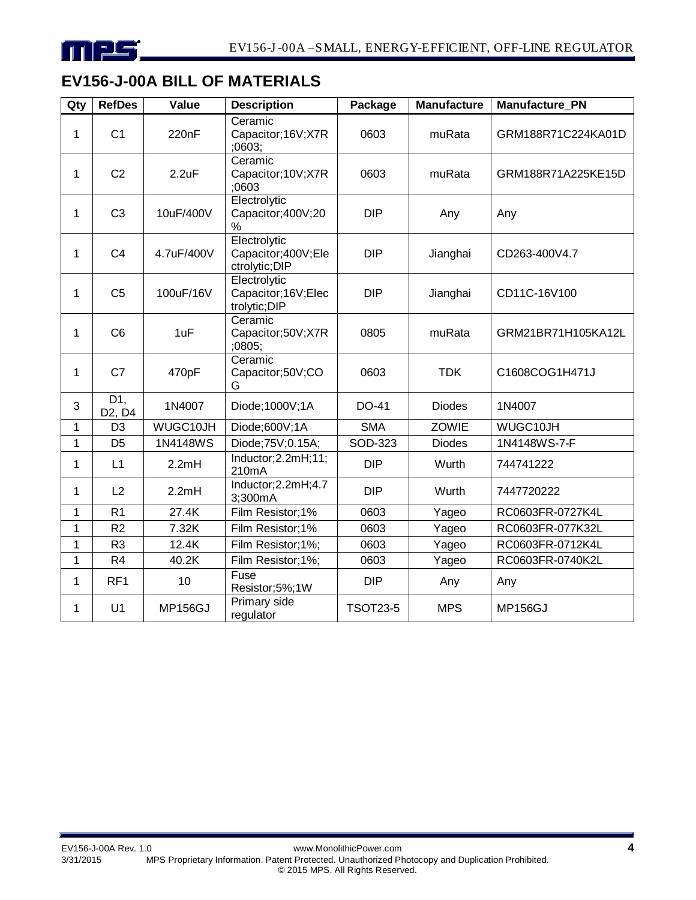## EV156-J-00A BILL OF MATERIALS

| Qty | RefDes | Value | Description | Package | Manufacture | Manufacture_PN |
|---|---|---|---|---|---|---|
| 1 | C1 | 220nF | Ceramic Capacitor;16V;X7R ;0603; | 0603 | muRata | GRM188R71C224KA01D |
| 1 | C2 | 2.2uF | Ceramic Capacitor;10V;X7R ;0603 | 0603 | muRata | GRM188R71A225KE15D |
| 1 | C3 | 10uF/400V | Electrolytic Capacitor;400V;20 % | DIP | Any | Any |
| 1 | C4 | 4.7uF/400V | Electrolytic Capacitor;400V;Electrolytic;DIP | DIP | Jianghai | CD263-400V4.7 |
| 1 | C5 | 100uF/16V | Electrolytic Capacitor;16V;Electrolytic;DIP | DIP | Jianghai | CD11C-16V100 |
| 1 | C6 | 1uF | Ceramic Capacitor;50V;X7R ;0805; | 0805 | muRata | GRM21BR71H105KA12L |
| 1 | C7 | 470pF | Ceramic Capacitor;50V;COG | 0603 | TDK | C1608COG1H471J |
| 3 | D1, D2, D4 | 1N4007 | Diode;1000V;1A | DO-41 | Diodes | 1N4007 |
| 1 | D3 | WUGC10JH | Diode;600V;1A | SMA | ZOWIE | WUGC10JH |
| 1 | D5 | 1N4148WS | Diode;75V;0.15A; | SOD-323 | Diodes | 1N4148WS-7-F |
| 1 | L1 | 2.2mH | Inductor;2.2mH;11; 210mA | DIP | Wurth | 744741222 |
| 1 | L2 | 2.2mH | Inductor;2.2mH;4.73;300mA | DIP | Wurth | 7447720222 |
| 1 | R1 | 27.4K | Film Resistor;1% | 0603 | Yageo | RC0603FR-0727K4L |
| 1 | R2 | 7.32K | Film Resistor;1% | 0603 | Yageo | RC0603FR-077K32L |
| 1 | R3 | 12.4K | Film Resistor;1%; | 0603 | Yageo | RC0603FR-0712K4L |
| 1 | R4 | 40.2K | Film Resistor;1%; | 0603 | Yageo | RC0603FR-0740K2L |
| 1 | RF1 | 10 | Fuse Resistor;5%;1W | DIP | Any | Any |
| 1 | U1 | MP156GJ | Primary side regulator | TSOT23-5 | MPS | MP156GJ |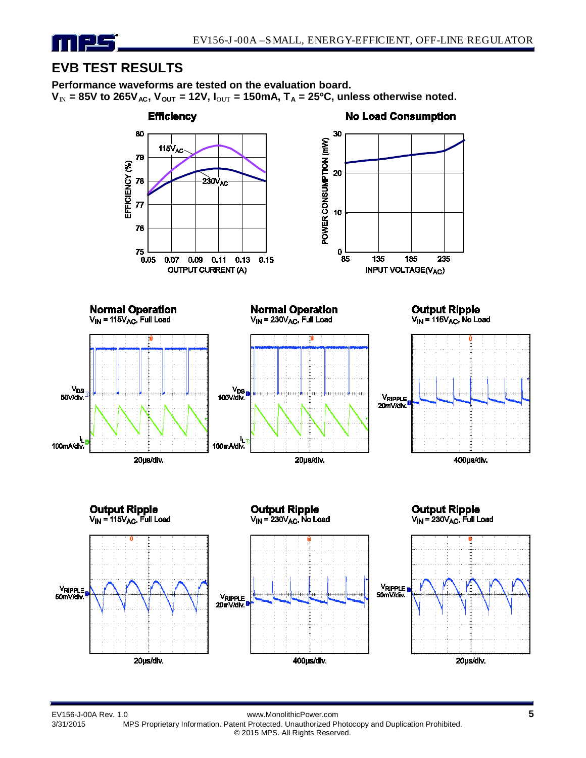## EVB TEST RESULTS

**Performance waveforms are tested on the evaluation board.**
**$V_{IN}$ = 85V to 265$V_{AC}$, $V_{OUT}$ = 12V, $I_{OUT}$ = 150mA, $T_A$ = 25ºC, unless noted otherwise.**

**Efficiency**

**No Load Consumption**

**Normal Operation**
$V_{IN}$ = 115$V_{AC}$, Full Load

**Normal Operation**
$V_{IN}$ = 230$V_{AC}$, Full Load

**Output Ripple**
$V_{IN}$ = 115$V_{AC}$, No Load

**Output Ripple**
$V_{IN}$ = 115$V_{AC}$, Full Load

**Output Ripple**
$V_{IN}$ = 230$V_{AC}$, No Load

**Output Ripple**
$V_{IN}$ = 230$V_{AC}$, Full Load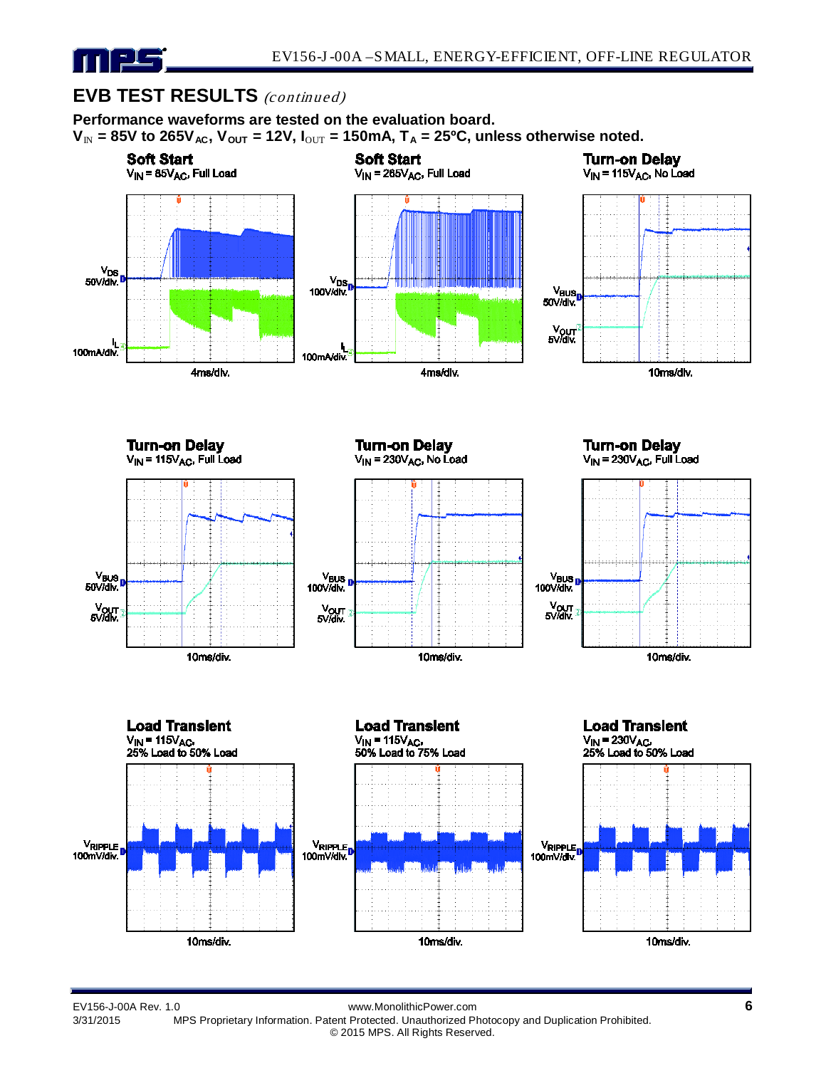## EVB TEST RESULTS *(continued)*

**Performance waveforms are tested on the evaluation board.**

**$V_{IN}$ = 85V to 265$V_{AC}$, $V_{OUT}$ = 12V, $I_{OUT}$ = 150mA, $T_A$ = 25ºC, unless otherwise noted.**

**Soft Start**
$V_{IN}$ = 85$V_{AC}$, Full Load

$V_{DS}$ 50V/div.
$I_L$ 100mA/div.
4ms/div.

**Soft Start**
$V_{IN}$ = 265$V_{AC}$, Full Load

$V_{DS}$ 100V/div.
$I_L$ 100mA/div.
4ms/div.

**Turn-on Delay**
$V_{IN}$ = 115$V_{AC}$, No Load

$V_{BUS}$ 50V/div.
$V_{OUT}$ 5V/div.
10ms/div.

**Turn-on Delay**
$V_{IN}$ = 115$V_{AC}$, Full Load

$V_{BUS}$ 50V/div.
$V_{OUT}$ 5V/div.
10ms/div.

**Turn-on Delay**
$V_{IN}$ = 230$V_{AC}$, No Load

$V_{BUS}$ 100V/div.
$V_{OUT}$ 5V/div.
10ms/div.

**Turn-on Delay**
$V_{IN}$ = 230$V_{AC}$, Full Load

$V_{BUS}$ 100V/div.
$V_{OUT}$ 5V/div.
10ms/div.

**Load Transient**
$V_{IN}$ = 115$V_{AC}$,
25% Load to 50% Load

$V_{RIPPLE}$ 100mV/div.
10ms/div.

**Load Transient**
$V_{IN}$ = 115$V_{AC}$,
50% Load to 75% Load

$V_{RIPPLE}$ 100mV/div.
10ms/div.

**Load Transient**
$V_{IN}$ = 230$V_{AC}$,
25% Load to 50% Load

$V_{RIPPLE}$ 100mV/div.
10ms/div.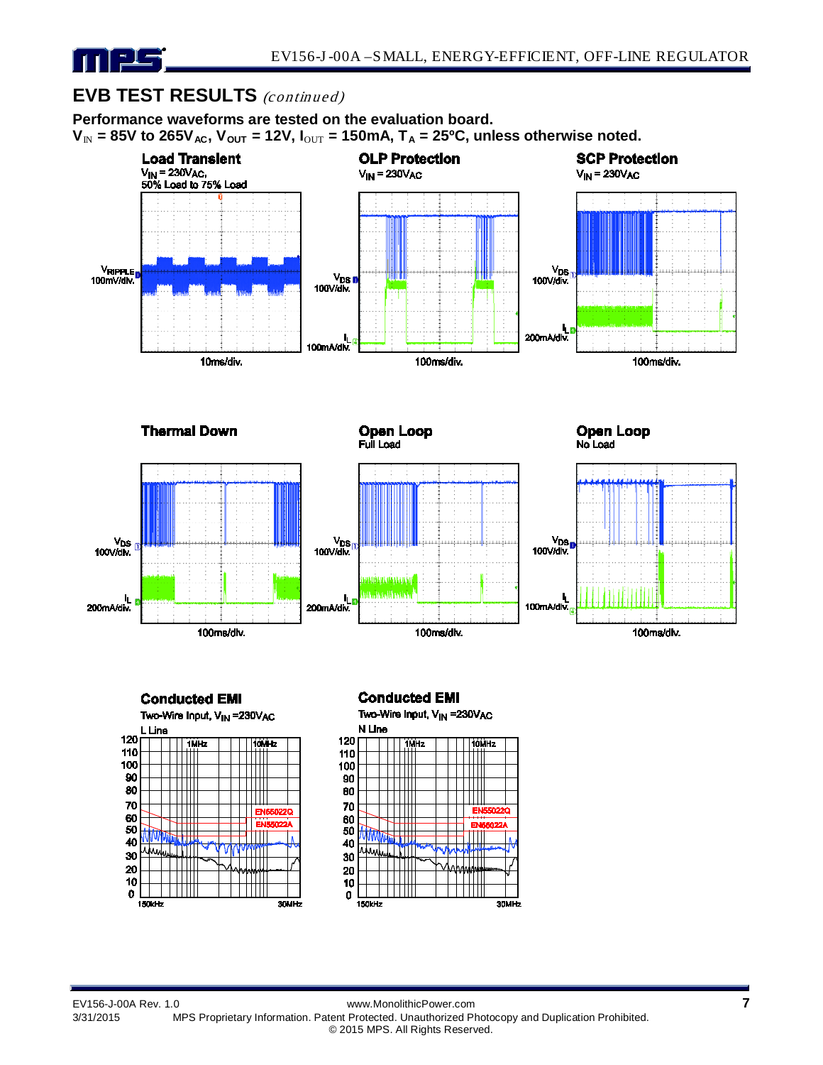## EVB TEST RESULTS *(continued)*

**Performance waveforms are tested on the evaluation board.**
**$V_{IN}$ = 85V to 265$V_{AC}$, $V_{OUT}$ = 12V, $I_{OUT}$ = 150mA, $T_A$ = 25ºC, unless otherwise noted.**

**Load Transient**
$V_{IN}$ = 230$V_{AC}$,
50% Load to 75% Load

$V_{RIPPLE}$ 100mV/div.

10ms/div.

**OLP Protection**
$V_{IN}$ = 230$V_{AC}$

$V_{DS}$ 100V/div.
$I_L$ 100mA/div.

100ms/div.

**SCP Protection**
$V_{IN}$ = 230$V_{AC}$

$V_{DS}$ 100V/div.
$I_L$ 200mA/div.

100ms/div.

**Thermal Down**

$V_{DS}$ 100V/div.
$I_L$ 200mA/div.

100ms/div.

**Open Loop**
Full Load

$V_{DS}$ 100V/div.
$I_L$ 200mA/div.

100ms/div.

**Open Loop**
No Load

$V_{DS}$ 100V/div.
$I_L$ 100mA/div.

100ms/div.

**Conducted EMI**
Two-Wire Input, $V_{IN}$ =230$V_{AC}$
L Line

EN55022Q
EN55022A
150kHz – 30MHz

**Conducted EMI**
Two-Wire Input, $V_{IN}$ =230$V_{AC}$
N Line

EN55022Q
EN55022A
150kHz – 30MHz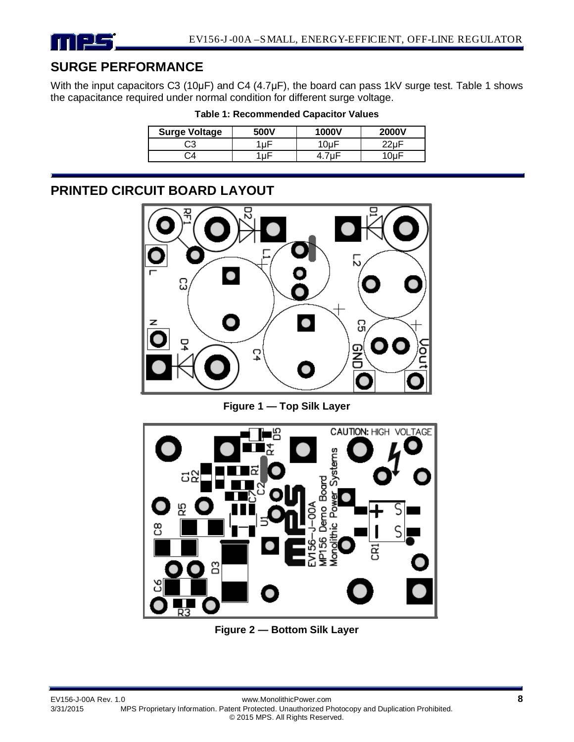## SURGE PERFORMANCE

With the input capacitors C3 (10μF) and C4 (4.7μF), the board can pass 1kV surge test. Table 1 shows the capacitance required under normal condition for different surge voltage.

**Table 1: Recommended Capacitor Values**

| Surge Voltage | 500V | 1000V | 2000V |
|---|---|---|---|
| C3 | 1μF | 10μF | 22μF |
| C4 | 1μF | 4.7μF | 10μF |

## PRINTED CIRCUIT BOARD LAYOUT

**Figure 1 — Top Silk Layer**

**Figure 2 — Bottom Silk Layer**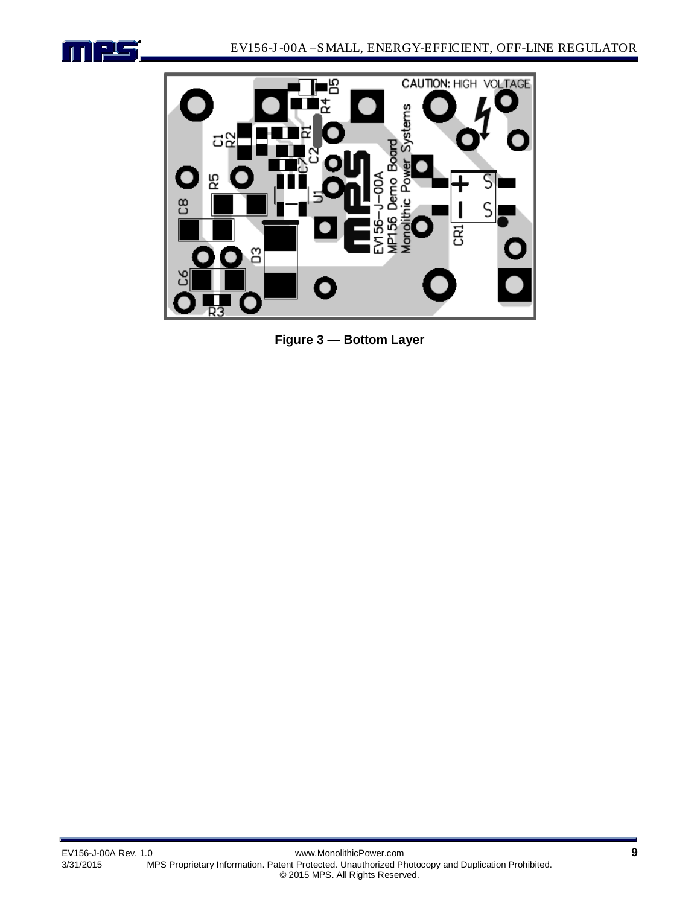**Figure 3 — Bottom Layer**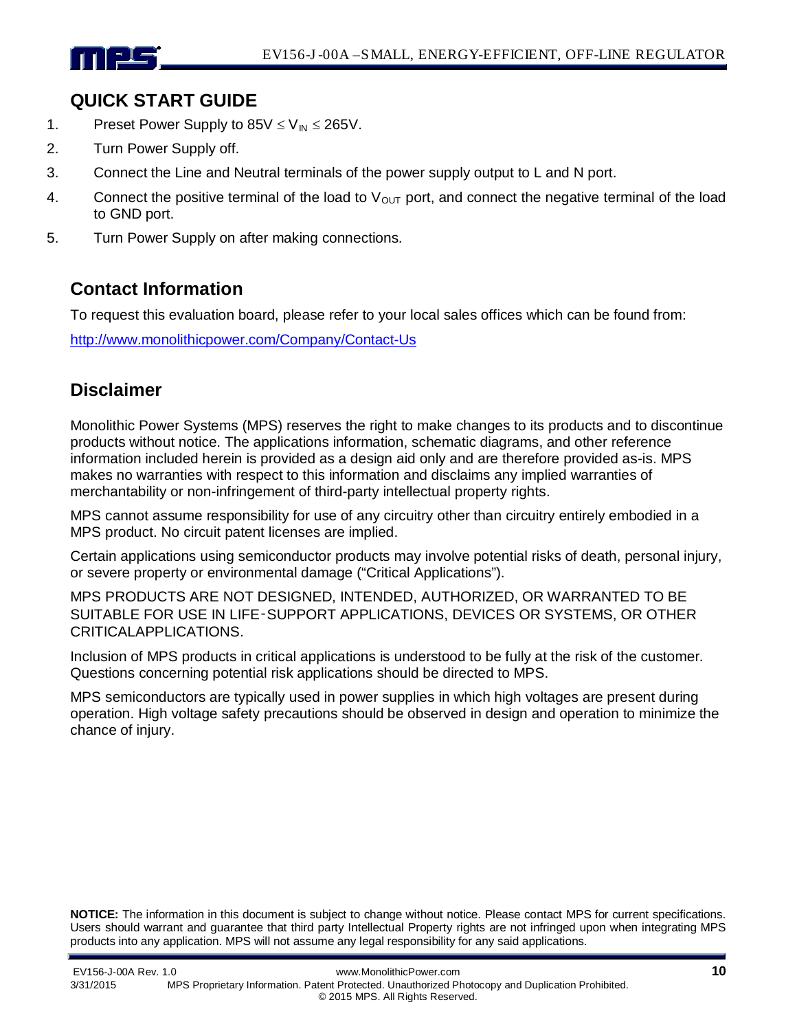## QUICK START GUIDE

1. Preset Power Supply to $85V \leq V_{IN} \leq 265V$.
2. Turn Power Supply off.
3. Connect the Line and Neutral terminals of the power supply output to L and N port.
4. Connect the positive terminal of the load to $V_{OUT}$ port, and connect the negative terminal of the load to GND port.
5. Turn Power Supply on after making connections.

## Contact Information

To request this evaluation board, please refer to your local sales offices which can be found from:

http://www.monolithicpower.com/Company/Contact-Us

## Disclaimer

Monolithic Power Systems (MPS) reserves the right to make changes to its products and to discontinue products without notice. The applications information, schematic diagrams, and other reference information included herein is provided as a design aid only and are therefore provided as-is. MPS makes no warranties with respect to this information and disclaims any implied warranties of merchantability or non-infringement of third-party intellectual property rights.

MPS cannot assume responsibility for use of any circuitry other than circuitry entirely embodied in a MPS product. No circuit patent licenses are implied.

Certain applications using semiconductor products may involve potential risks of death, personal injury, or severe property or environmental damage ("Critical Applications").

MPS PRODUCTS ARE NOT DESIGNED, INTENDED, AUTHORIZED, OR WARRANTED TO BE SUITABLE FOR USE IN LIFE-SUPPORT APPLICATIONS, DEVICES OR SYSTEMS, OR OTHER CRITICALAPPLICATIONS.

Inclusion of MPS products in critical applications is understood to be fully at the risk of the customer. Questions concerning potential risk applications should be directed to MPS.

MPS semiconductors are typically used in power supplies in which high voltages are present during operation. High voltage safety precautions should be observed in design and operation to minimize the chance of injury.

**NOTICE:** The information in this document is subject to change without notice. Please contact MPS for current specifications. Users should warrant and guarantee that third party Intellectual Property rights are not infringed upon when integrating MPS products into any application. MPS will not assume any legal responsibility for any said applications.